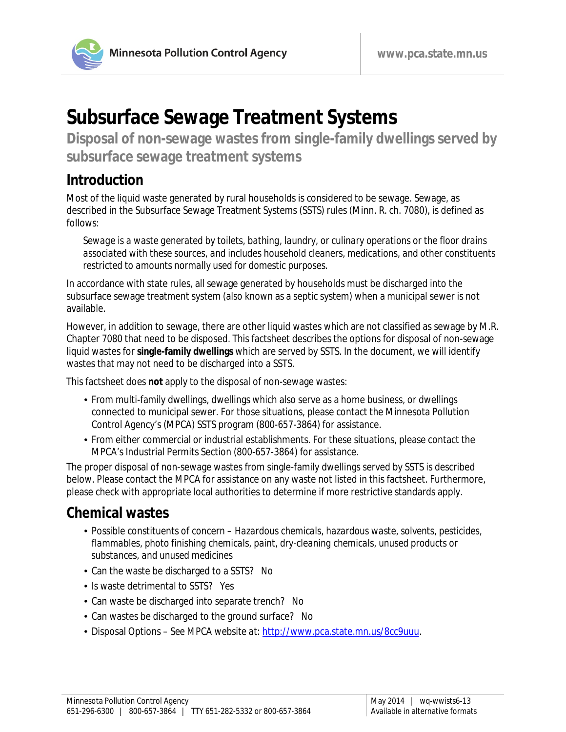# Subsurface Sewage Treatment Systems

**Disposal of non-sewage wastes from single-family dwellings served by subsurface sewage treatment systems**

## Introduction

Most of the liquid waste generated by rural households is considered to be sewage. Sewage, as described in the Subsurface Sewage Treatment Systems (SSTS) rules (Minn. R. ch. 7080), is defined as follows:

> *Sewage is a waste generated by toilets, bathing, laundry, or culinary operations or the floor drains associated with these sources, and includes household cleaners, medications, and other constituents restricted to amounts normally used for domestic purposes.*

In accordance with state rules, all sewage generated by households must be discharged into the subsurface sewage treatment system (also known as a septic system) when a municipal sewer is not available.

However, in addition to sewage, there are other liquid wastes which are not classified as sewage by M.R. Chapter 7080 that need to be disposed. This factsheet describes the options for disposal of non-sewage liquid wastes for **single-family dwellings** which are served by SSTS. In the document, we will identify wastes that may not need to be discharged into a SSTS.

This factsheet does **not** apply to the disposal of non-sewage wastes:

- From multi-family dwellings, dwellings which also serve as a home business, or dwellings connected to municipal sewer. For those situations, please contact the Minnesota Pollution Control Agency's (MPCA) SSTS program (800-657-3864) for assistance.
- From either commercial or industrial establishments. For these situations, please contact the MPCA's Industrial Permits Section (800-657-3864) for assistance.

The proper disposal of non-sewage wastes from single-family dwellings served by SSTS is described below. Please contact the MPCA for assistance on any waste not listed in this factsheet. Furthermore, please check with appropriate local authorities to determine if more restrictive standards apply.

## Chemical wastes

- Possible constituents of concern – Hazardous chemicals, hazardous waste, solvents, pesticides, flammables, photo finishing chemicals, paint, dry-cleaning chemicals, unused products or substances, and unused medicines
- Can the waste be discharged to a SSTS? No
- Is waste detrimental to SSTS? Yes
- Can waste be discharged into separate trench? No
- Can wastes be discharged to the ground surface? No
- Disposal Options – See MPCA website at: http://www.pca.state.mn.us/8cc9uuu.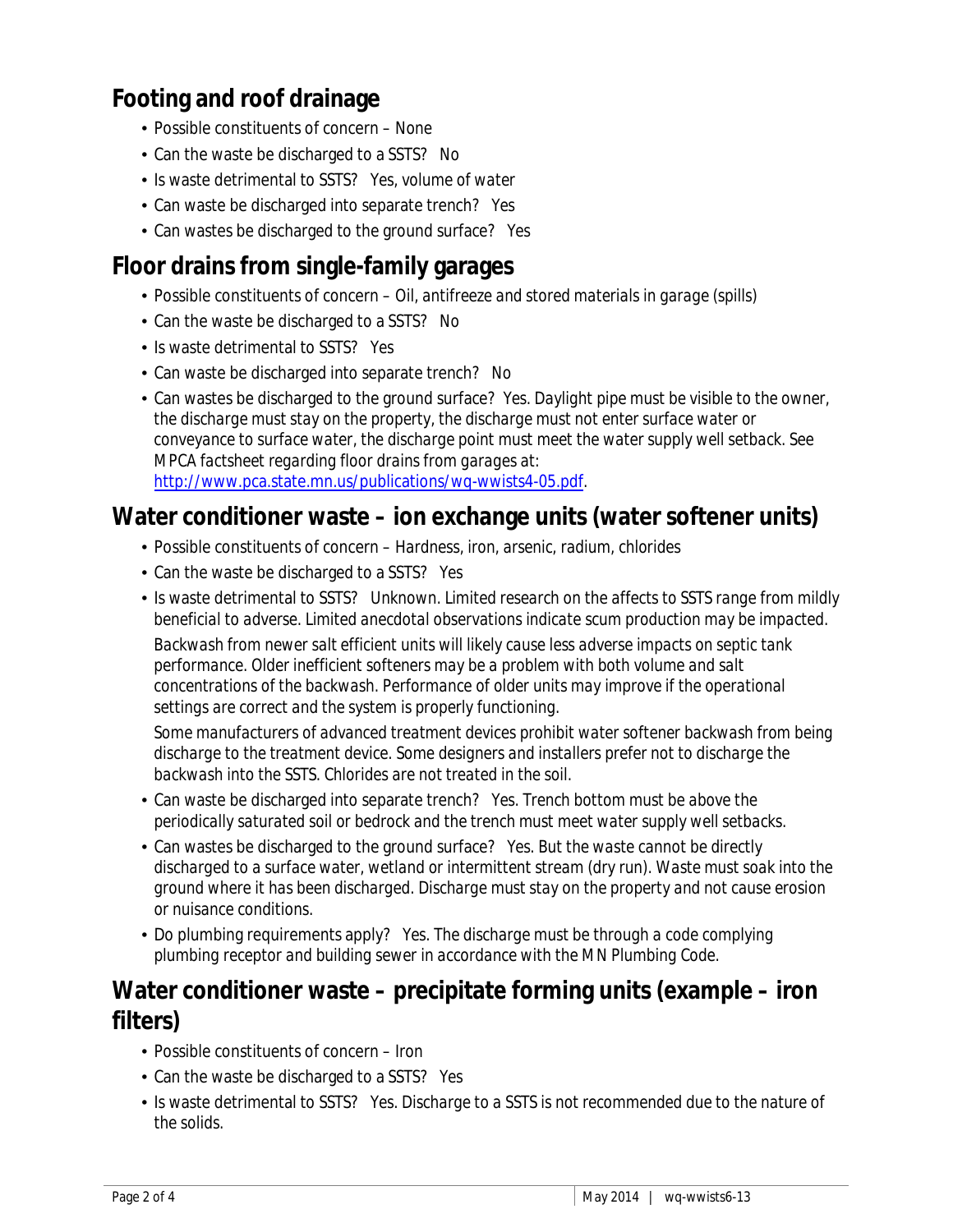## Footing and roof drainage

- Possible constituents of concern – None
- Can the waste be discharged to a SSTS? No
- Is waste detrimental to SSTS? Yes, volume of water
- Can waste be discharged into separate trench? Yes
- Can wastes be discharged to the ground surface? Yes

## Floor drains from single-family garages

- Possible constituents of concern – Oil, antifreeze and stored materials in garage (spills)
- Can the waste be discharged to a SSTS? No
- Is waste detrimental to SSTS? Yes
- Can waste be discharged into separate trench? No
- Can wastes be discharged to the ground surface? Yes. Daylight pipe must be visible to the owner, the discharge must stay on the property, the discharge must not enter surface water or conveyance to surface water, the discharge point must meet the water supply well setback. See MPCA factsheet regarding floor drains from garages at: [http://www.pca.state.mn.us/publications/wq-wwists4-05.pdf](http://www.pca.state.mn.us/publications/wq-wwists4-05.pdf).

## Water conditioner waste – ion exchange units (water softener units)

- Possible constituents of concern – Hardness, iron, arsenic, radium, chlorides
- Can the waste be discharged to a SSTS? Yes
- Is waste detrimental to SSTS? Unknown. Limited research on the affects to SSTS range from mildly beneficial to adverse. Limited anecdotal observations indicate scum production may be impacted.

  Backwash from newer salt efficient units will likely cause less adverse impacts on septic tank performance. Older inefficient softeners may be a problem with both volume and salt concentrations of the backwash. Performance of older units may improve if the operational settings are correct and the system is properly functioning.

  Some manufacturers of advanced treatment devices prohibit water softener backwash from being discharge to the treatment device. Some designers and installers prefer not to discharge the backwash into the SSTS. Chlorides are not treated in the soil.
- Can waste be discharged into separate trench? Yes. Trench bottom must be above the periodically saturated soil or bedrock and the trench must meet water supply well setbacks.
- Can wastes be discharged to the ground surface? Yes. But the waste cannot be directly discharged to a surface water, wetland or intermittent stream (dry run). Waste must soak into the ground where it has been discharged. Discharge must stay on the property and not cause erosion or nuisance conditions.
- Do plumbing requirements apply? Yes. The discharge must be through a code complying plumbing receptor and building sewer in accordance with the MN Plumbing Code.

## Water conditioner waste – precipitate forming units (example – iron filters)

- Possible constituents of concern – Iron
- Can the waste be discharged to a SSTS? Yes
- Is waste detrimental to SSTS? Yes. Discharge to a SSTS is not recommended due to the nature of the solids.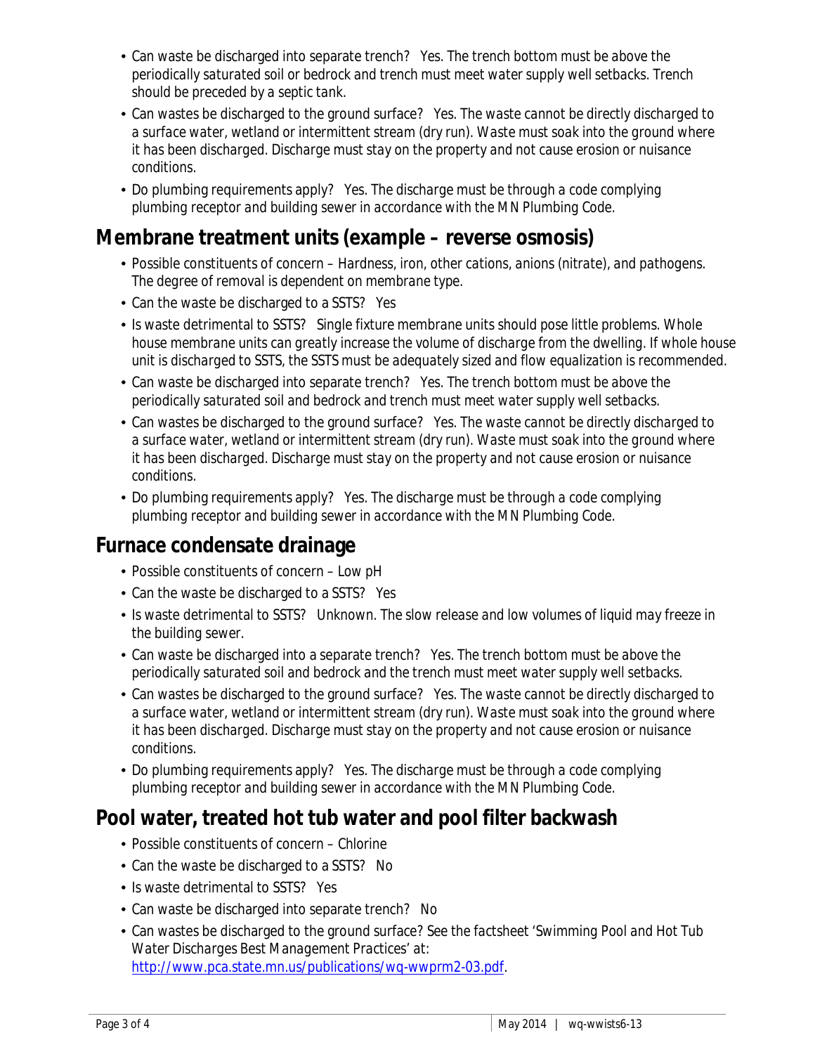- Can waste be discharged into separate trench? Yes. The trench bottom must be above the periodically saturated soil or bedrock and trench must meet water supply well setbacks. Trench should be preceded by a septic tank.
- Can wastes be discharged to the ground surface? Yes. The waste cannot be directly discharged to a surface water, wetland or intermittent stream (dry run). Waste must soak into the ground where it has been discharged. Discharge must stay on the property and not cause erosion or nuisance conditions.
- Do plumbing requirements apply? Yes. The discharge must be through a code complying plumbing receptor and building sewer in accordance with the MN Plumbing Code.

## Membrane treatment units (example – reverse osmosis)

- Possible constituents of concern – Hardness, iron, other cations, anions (nitrate), and pathogens. The degree of removal is dependent on membrane type.
- Can the waste be discharged to a SSTS? Yes
- Is waste detrimental to SSTS? Single fixture membrane units should pose little problems. Whole house membrane units can greatly increase the volume of discharge from the dwelling. If whole house unit is discharged to SSTS, the SSTS must be adequately sized and flow equalization is recommended.
- Can waste be discharged into separate trench? Yes. The trench bottom must be above the periodically saturated soil and bedrock and trench must meet water supply well setbacks.
- Can wastes be discharged to the ground surface? Yes. The waste cannot be directly discharged to a surface water, wetland or intermittent stream (dry run). Waste must soak into the ground where it has been discharged. Discharge must stay on the property and not cause erosion or nuisance conditions.
- Do plumbing requirements apply? Yes. The discharge must be through a code complying plumbing receptor and building sewer in accordance with the MN Plumbing Code.

## Furnace condensate drainage

- Possible constituents of concern – Low pH
- Can the waste be discharged to a SSTS? Yes
- Is waste detrimental to SSTS? Unknown. The slow release and low volumes of liquid may freeze in the building sewer.
- Can waste be discharged into a separate trench? Yes. The trench bottom must be above the periodically saturated soil and bedrock and the trench must meet water supply well setbacks.
- Can wastes be discharged to the ground surface? Yes. The waste cannot be directly discharged to a surface water, wetland or intermittent stream (dry run). Waste must soak into the ground where it has been discharged. Discharge must stay on the property and not cause erosion or nuisance conditions.
- Do plumbing requirements apply? Yes. The discharge must be through a code complying plumbing receptor and building sewer in accordance with the MN Plumbing Code.

## Pool water, treated hot tub water and pool filter backwash

- Possible constituents of concern – Chlorine
- Can the waste be discharged to a SSTS? No
- Is waste detrimental to SSTS? Yes
- Can waste be discharged into separate trench? No
- Can wastes be discharged to the ground surface? See the factsheet 'Swimming Pool and Hot Tub Water Discharges Best Management Practices' at: [http://www.pca.state.mn.us/publications/wq-wwprm2-03.pdf](http://www.pca.state.mn.us/publications/wq-wwprm2-03.pdf).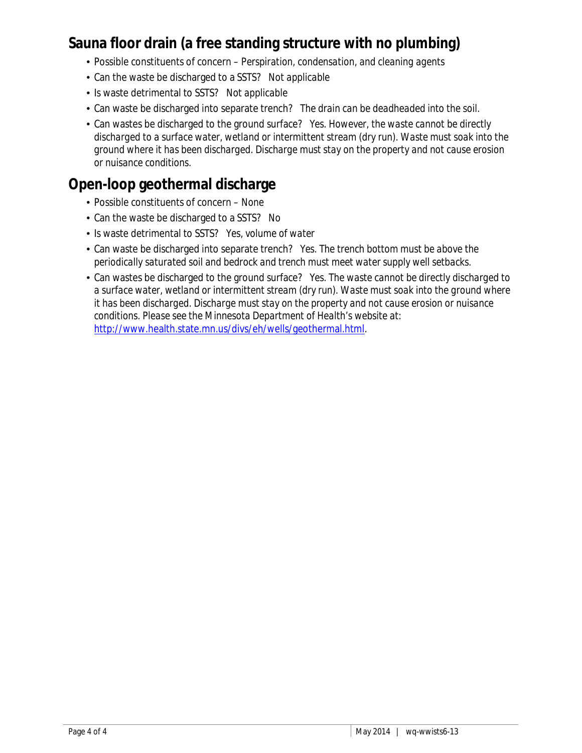## Sauna floor drain (a free standing structure with no plumbing)

- Possible constituents of concern – *Perspiration, condensation, and cleaning agents*
- Can the waste be discharged to a SSTS? *Not applicable*
- Is waste detrimental to SSTS? *Not applicable*
- Can waste be discharged into separate trench? *The drain can be deadheaded into the soil.*
- Can wastes be discharged to the ground surface? *Yes. However, the waste cannot be directly discharged to a surface water, wetland or intermittent stream (dry run). Waste must soak into the ground where it has been discharged. Discharge must stay on the property and not cause erosion or nuisance conditions.*

## Open-loop geothermal discharge

- Possible constituents of concern – *None*
- Can the waste be discharged to a SSTS? *No*
- Is waste detrimental to SSTS? *Yes, volume of water*
- Can waste be discharged into separate trench? *Yes. The trench bottom must be above the periodically saturated soil and bedrock and trench must meet water supply well setbacks.*
- Can wastes be discharged to the ground surface? *Yes. The waste cannot be directly discharged to a surface water, wetland or intermittent stream (dry run). Waste must soak into the ground where it has been discharged. Discharge must stay on the property and not cause erosion or nuisance conditions.* Please see the Minnesota Department of Health's website at: http://www.health.state.mn.us/divs/eh/wells/geothermal.html.